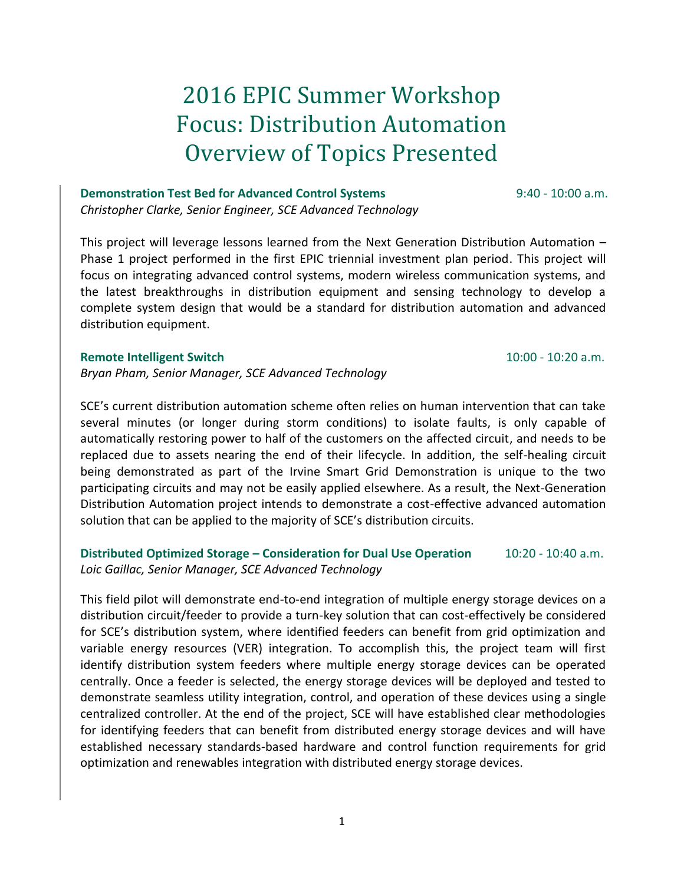# 2016 EPIC Summer Workshop
# Focus: Distribution Automation
# Overview of Topics Presented

**Demonstration Test Bed for Advanced Control Systems** 9:40 - 10:00 a.m.
*Christopher Clarke, Senior Engineer, SCE Advanced Technology*

This project will leverage lessons learned from the Next Generation Distribution Automation – Phase 1 project performed in the first EPIC triennial investment plan period. This project will focus on integrating advanced control systems, modern wireless communication systems, and the latest breakthroughs in distribution equipment and sensing technology to develop a complete system design that would be a standard for distribution automation and advanced distribution equipment.

**Remote Intelligent Switch** 10:00 - 10:20 a.m.
*Bryan Pham, Senior Manager, SCE Advanced Technology*

SCE's current distribution automation scheme often relies on human intervention that can take several minutes (or longer during storm conditions) to isolate faults, is only capable of automatically restoring power to half of the customers on the affected circuit, and needs to be replaced due to assets nearing the end of their lifecycle. In addition, the self-healing circuit being demonstrated as part of the Irvine Smart Grid Demonstration is unique to the two participating circuits and may not be easily applied elsewhere. As a result, the Next-Generation Distribution Automation project intends to demonstrate a cost-effective advanced automation solution that can be applied to the majority of SCE's distribution circuits.

**Distributed Optimized Storage – Consideration for Dual Use Operation** 10:20 - 10:40 a.m.
*Loic Gaillac, Senior Manager, SCE Advanced Technology*

This field pilot will demonstrate end-to-end integration of multiple energy storage devices on a distribution circuit/feeder to provide a turn-key solution that can cost-effectively be considered for SCE's distribution system, where identified feeders can benefit from grid optimization and variable energy resources (VER) integration. To accomplish this, the project team will first identify distribution system feeders where multiple energy storage devices can be operated centrally. Once a feeder is selected, the energy storage devices will be deployed and tested to demonstrate seamless utility integration, control, and operation of these devices using a single centralized controller. At the end of the project, SCE will have established clear methodologies for identifying feeders that can benefit from distributed energy storage devices and will have established necessary standards-based hardware and control function requirements for grid optimization and renewables integration with distributed energy storage devices.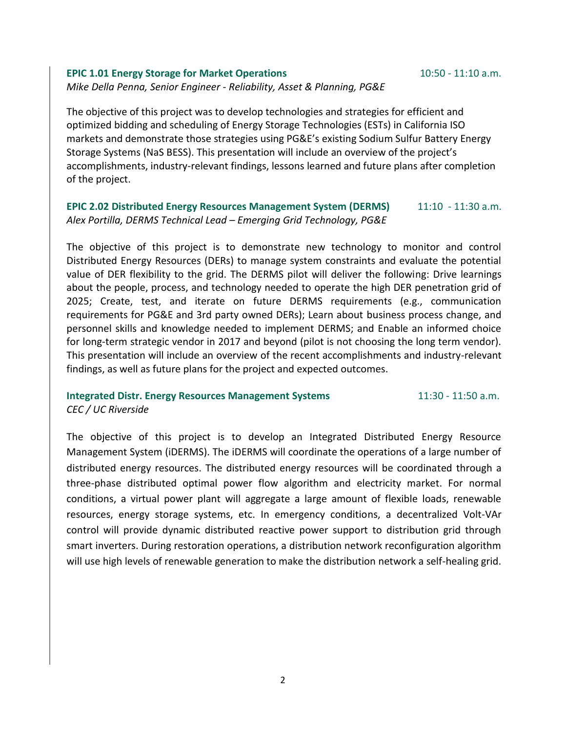**EPIC 1.01 Energy Storage for Market Operations** 10:50 - 11:10 a.m.

*Mike Della Penna, Senior Engineer - Reliability, Asset & Planning, PG&E*

The objective of this project was to develop technologies and strategies for efficient and optimized bidding and scheduling of Energy Storage Technologies (ESTs) in California ISO markets and demonstrate those strategies using PG&E's existing Sodium Sulfur Battery Energy Storage Systems (NaS BESS). This presentation will include an overview of the project's accomplishments, industry-relevant findings, lessons learned and future plans after completion of the project.

**EPIC 2.02 Distributed Energy Resources Management System (DERMS)** 11:10 - 11:30 a.m.

*Alex Portilla, DERMS Technical Lead – Emerging Grid Technology, PG&E*

The objective of this project is to demonstrate new technology to monitor and control Distributed Energy Resources (DERs) to manage system constraints and evaluate the potential value of DER flexibility to the grid. The DERMS pilot will deliver the following: Drive learnings about the people, process, and technology needed to operate the high DER penetration grid of 2025; Create, test, and iterate on future DERMS requirements (e.g., communication requirements for PG&E and 3rd party owned DERs); Learn about business process change, and personnel skills and knowledge needed to implement DERMS; and Enable an informed choice for long-term strategic vendor in 2017 and beyond (pilot is not choosing the long term vendor). This presentation will include an overview of the recent accomplishments and industry-relevant findings, as well as future plans for the project and expected outcomes.

**Integrated Distr. Energy Resources Management Systems** 11:30 - 11:50 a.m.

*CEC / UC Riverside*

The objective of this project is to develop an Integrated Distributed Energy Resource Management System (iDERMS). The iDERMS will coordinate the operations of a large number of distributed energy resources. The distributed energy resources will be coordinated through a three-phase distributed optimal power flow algorithm and electricity market. For normal conditions, a virtual power plant will aggregate a large amount of flexible loads, renewable resources, energy storage systems, etc. In emergency conditions, a decentralized Volt-VAr control will provide dynamic distributed reactive power support to distribution grid through smart inverters. During restoration operations, a distribution network reconfiguration algorithm will use high levels of renewable generation to make the distribution network a self-healing grid.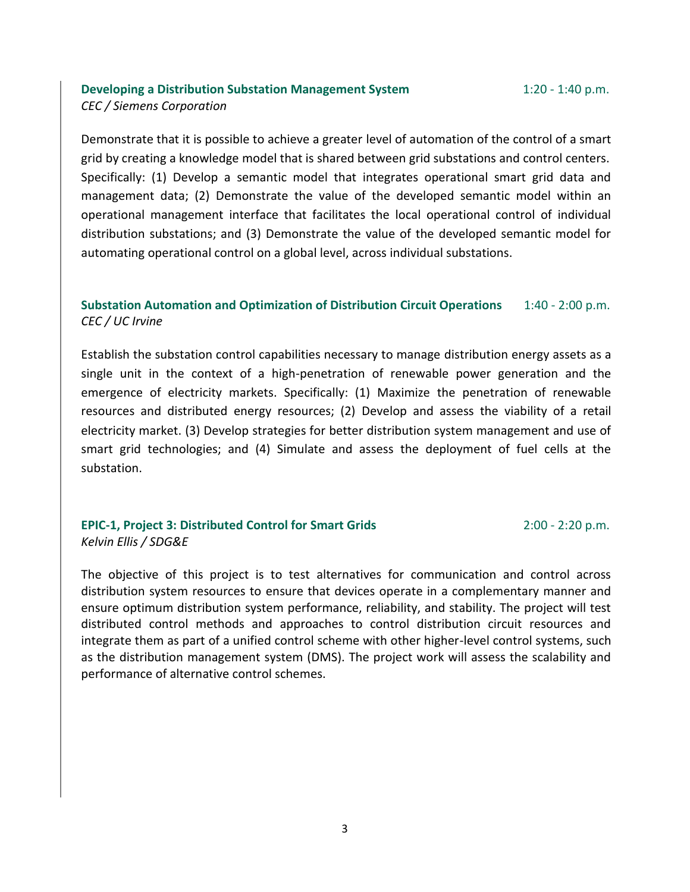**Developing a Distribution Substation Management System** 1:20 - 1:40 p.m.
*CEC / Siemens Corporation*

Demonstrate that it is possible to achieve a greater level of automation of the control of a smart grid by creating a knowledge model that is shared between grid substations and control centers. Specifically: (1) Develop a semantic model that integrates operational smart grid data and management data; (2) Demonstrate the value of the developed semantic model within an operational management interface that facilitates the local operational control of individual distribution substations; and (3) Demonstrate the value of the developed semantic model for automating operational control on a global level, across individual substations.

**Substation Automation and Optimization of Distribution Circuit Operations** 1:40 - 2:00 p.m.
*CEC / UC Irvine*

Establish the substation control capabilities necessary to manage distribution energy assets as a single unit in the context of a high-penetration of renewable power generation and the emergence of electricity markets. Specifically: (1) Maximize the penetration of renewable resources and distributed energy resources; (2) Develop and assess the viability of a retail electricity market. (3) Develop strategies for better distribution system management and use of smart grid technologies; and (4) Simulate and assess the deployment of fuel cells at the substation.

**EPIC-1, Project 3: Distributed Control for Smart Grids** 2:00 - 2:20 p.m.
*Kelvin Ellis / SDG&E*

The objective of this project is to test alternatives for communication and control across distribution system resources to ensure that devices operate in a complementary manner and ensure optimum distribution system performance, reliability, and stability. The project will test distributed control methods and approaches to control distribution circuit resources and integrate them as part of a unified control scheme with other higher-level control systems, such as the distribution management system (DMS). The project work will assess the scalability and performance of alternative control schemes.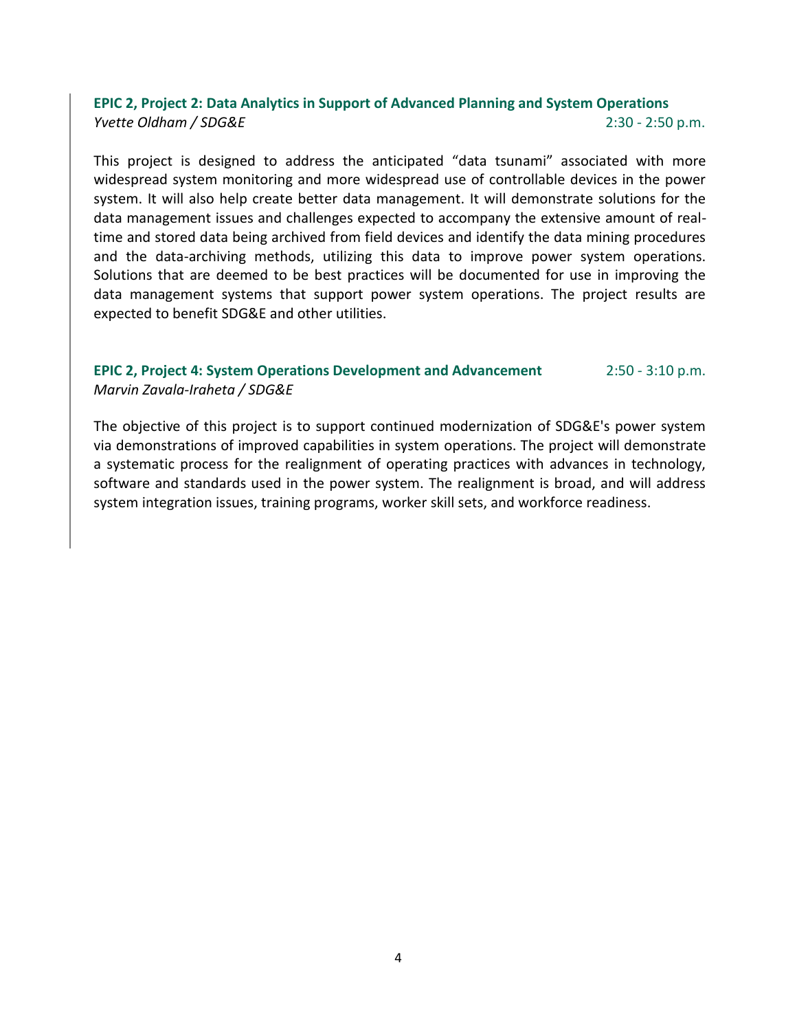### EPIC 2, Project 2: Data Analytics in Support of Advanced Planning and System Operations

*Yvette Oldham / SDG&E* 2:30 - 2:50 p.m.

This project is designed to address the anticipated "data tsunami" associated with more widespread system monitoring and more widespread use of controllable devices in the power system. It will also help create better data management. It will demonstrate solutions for the data management issues and challenges expected to accompany the extensive amount of real-time and stored data being archived from field devices and identify the data mining procedures and the data-archiving methods, utilizing this data to improve power system operations. Solutions that are deemed to be best practices will be documented for use in improving the data management systems that support power system operations. The project results are expected to benefit SDG&E and other utilities.

### EPIC 2, Project 4: System Operations Development and Advancement

2:50 - 3:10 p.m.

*Marvin Zavala-Iraheta / SDG&E*

The objective of this project is to support continued modernization of SDG&E's power system via demonstrations of improved capabilities in system operations. The project will demonstrate a systematic process for the realignment of operating practices with advances in technology, software and standards used in the power system. The realignment is broad, and will address system integration issues, training programs, worker skill sets, and workforce readiness.